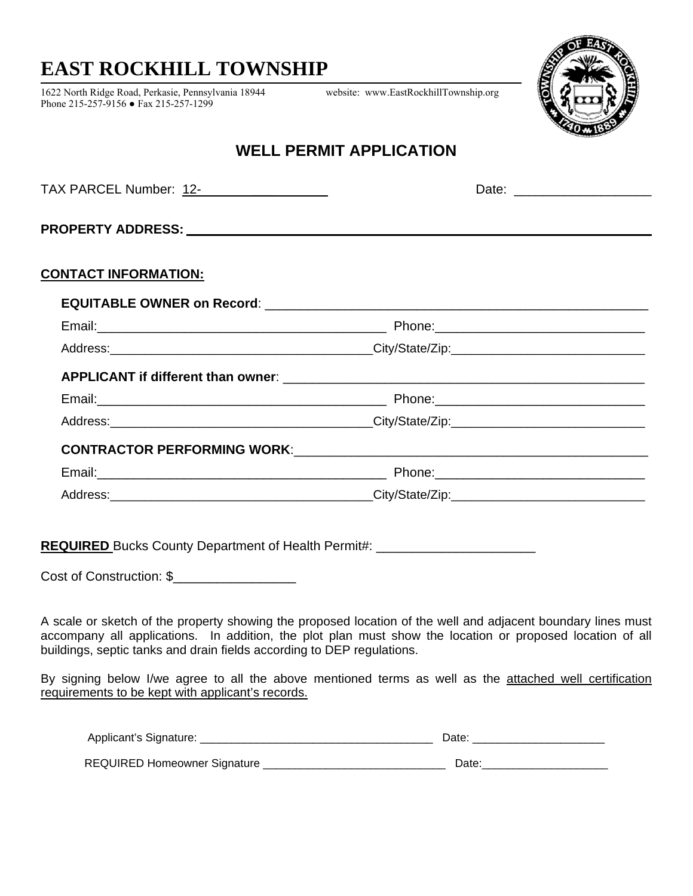# EAST ROCKHILL TOWNSHIP

1622 North Ridge Road, Perkasie, Pennsylvania 18944 website: www.EastRockhillTownship.org
Phone 215-257-9156 ● Fax 215-257-1299

## WELL PERMIT APPLICATION

TAX PARCEL Number: 12-__________________ Date: ___________________

**PROPERTY ADDRESS:** ____________________________________________________________

**CONTACT INFORMATION:**

**EQUITABLE OWNER on Record**: ______________________________________________________

Email:________________________________________ Phone:_____________________________

Address:____________________________________City/State/Zip:___________________________

**APPLICANT if different than owner**: _______________________________________________

Email:________________________________________ Phone:_____________________________

Address:____________________________________City/State/Zip:___________________________

**CONTRACTOR PERFORMING WORK**:_________________________________________________

Email:________________________________________ Phone:_____________________________

Address:____________________________________City/State/Zip:___________________________

**REQUIRED** Bucks County Department of Health Permit#: ______________________

Cost of Construction: $_________________

A scale or sketch of the property showing the proposed location of the well and adjacent boundary lines must accompany all applications. In addition, the plot plan must show the location or proposed location of all buildings, septic tanks and drain fields according to DEP regulations.

By signing below I/we agree to all the above mentioned terms as well as the attached well certification requirements to be kept with applicant's records.

Applicant's Signature: ____________________________________ Date: ____________________

REQUIRED Homeowner Signature _____________________________ Date:____________________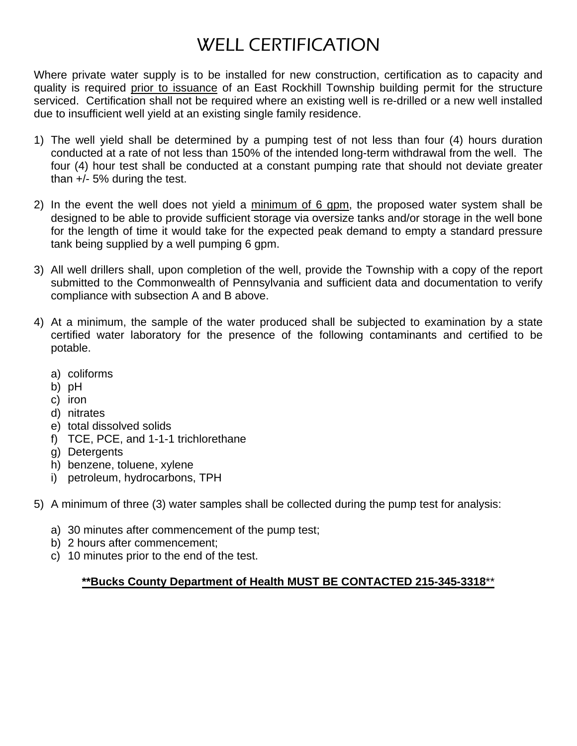# WELL CERTIFICATION

Where private water supply is to be installed for new construction, certification as to capacity and quality is required prior to issuance of an East Rockhill Township building permit for the structure serviced. Certification shall not be required where an existing well is re-drilled or a new well installed due to insufficient well yield at an existing single family residence.

1) The well yield shall be determined by a pumping test of not less than four (4) hours duration conducted at a rate of not less than 150% of the intended long-term withdrawal from the well. The four (4) hour test shall be conducted at a constant pumping rate that should not deviate greater than +/- 5% during the test.

2) In the event the well does not yield a minimum of 6 gpm, the proposed water system shall be designed to be able to provide sufficient storage via oversize tanks and/or storage in the well bone for the length of time it would take for the expected peak demand to empty a standard pressure tank being supplied by a well pumping 6 gpm.

3) All well drillers shall, upon completion of the well, provide the Township with a copy of the report submitted to the Commonwealth of Pennsylvania and sufficient data and documentation to verify compliance with subsection A and B above.

4) At a minimum, the sample of the water produced shall be subjected to examination by a state certified water laboratory for the presence of the following contaminants and certified to be potable.

   a) coliforms
   b) pH
   c) iron
   d) nitrates
   e) total dissolved solids
   f) TCE, PCE, and 1-1-1 trichlorethane
   g) Detergents
   h) benzene, toluene, xylene
   i) petroleum, hydrocarbons, TPH

5) A minimum of three (3) water samples shall be collected during the pump test for analysis:

   a) 30 minutes after commencement of the pump test;
   b) 2 hours after commencement;
   c) 10 minutes prior to the end of the test.

****Bucks County Department of Health MUST BE CONTACTED 215-345-3318****